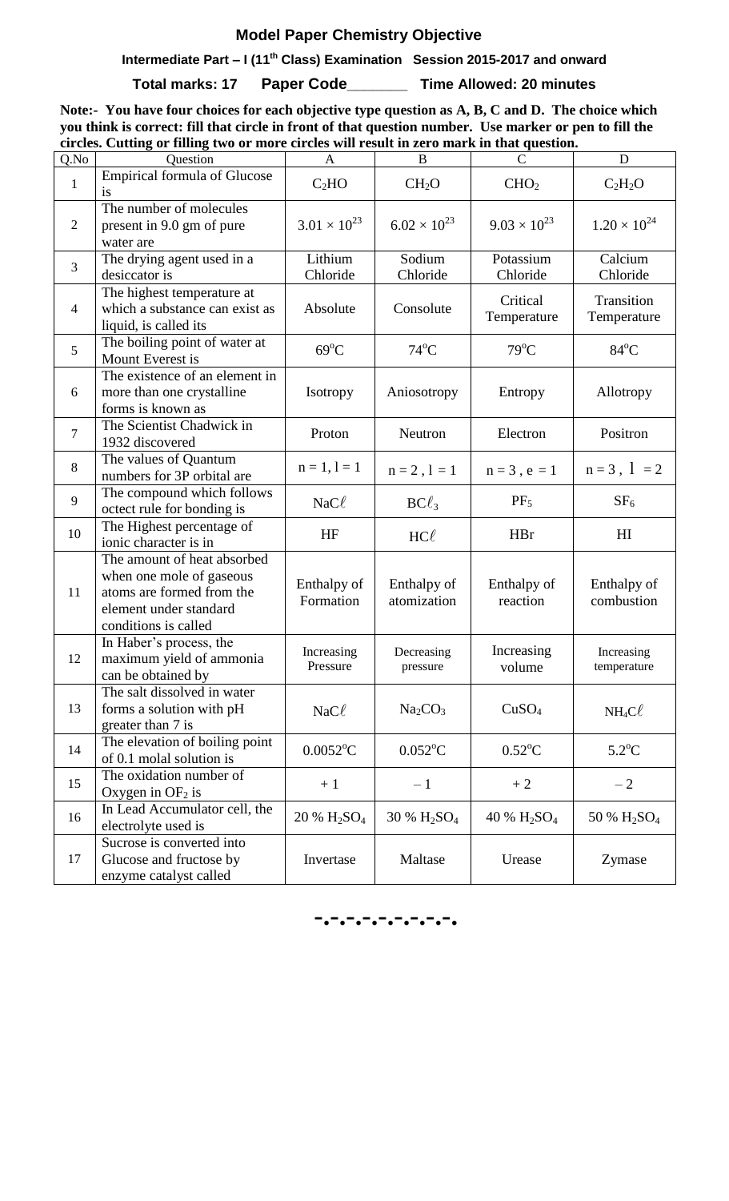## Model Paper Chemistry Objective

**Intermediate Part – I (11th Class) Examination Session 2015-2017 and onward**

**Total marks: 17 Paper Code_______ Time Allowed: 20 minutes**

**Note:- You have four choices for each objective type question as A, B, C and D. The choice which you think is correct: fill that circle in front of that question number. Use marker or pen to fill the circles. Cutting or filling two or more circles will result in zero mark in that question.**

| Q.No | Question | A | B | C | D |
|---|---|---|---|---|---|
| 1 | Empirical formula of Glucose is | $C_2HO$ | $CH_2O$ | $CHO_2$ | $C_2H_2O$ |
| 2 | The number of molecules present in 9.0 gm of pure water are | $3.01 \times 10^{23}$ | $6.02 \times 10^{23}$ | $9.03 \times 10^{23}$ | $1.20 \times 10^{24}$ |
| 3 | The drying agent used in a desiccator is | Lithium Chloride | Sodium Chloride | Potassium Chloride | Calcium Chloride |
| 4 | The highest temperature at which a substance can exist as liquid, is called its | Absolute | Consolute | Critical Temperature | Transition Temperature |
| 5 | The boiling point of water at Mount Everest is | $69^oC$ | $74^oC$ | $79^oC$ | $84^oC$ |
| 6 | The existence of an element in more than one crystalline forms is known as | Isotropy | Aniosotropy | Entropy | Allotropy |
| 7 | The Scientist Chadwick in 1932 discovered | Proton | Neutron | Electron | Positron |
| 8 | The values of Quantum numbers for 3P orbital are | $n = 1, l = 1$ | $n = 2 , l = 1$ | $n = 3 , e = 1$ | $n = 3 , l = 2$ |
| 9 | The compound which follows octect rule for bonding is | $NaC\ell$ | $BC\ell_3$ | $PF_5$ | $SF_6$ |
| 10 | The Highest percentage of ionic character is in | HF | $HC\ell$ | HBr | HI |
| 11 | The amount of heat absorbed when one mole of gaseous atoms are formed from the element under standard conditions is called | Enthalpy of Formation | Enthalpy of atomization | Enthalpy of reaction | Enthalpy of combustion |
| 12 | In Haber's process, the maximum yield of ammonia can be obtained by | Increasing Pressure | Decreasing pressure | Increasing volume | Increasing temperature |
| 13 | The salt dissolved in water forms a solution with pH greater than 7 is | $NaC\ell$ | $Na_2CO_3$ | $CuSO_4$ | $NH_4C\ell$ |
| 14 | The elevation of boiling point of 0.1 molal solution is | $0.0052^oC$ | $0.052^oC$ | $0.52^oC$ | $5.2^oC$ |
| 15 | The oxidation number of Oxygen in $OF_2$ is | + 1 | – 1 | + 2 | – 2 |
| 16 | In Lead Accumulator cell, the electrolyte used is | 20 % $H_2SO_4$ | 30 % $H_2SO_4$ | 40 % $H_2SO_4$ | 50 % $H_2SO_4$ |
| 17 | Sucrose is converted into Glucose and fructose by enzyme catalyst called | Invertase | Maltase | Urease | Zymase |

-.-.-.-.-.-.-.-.-.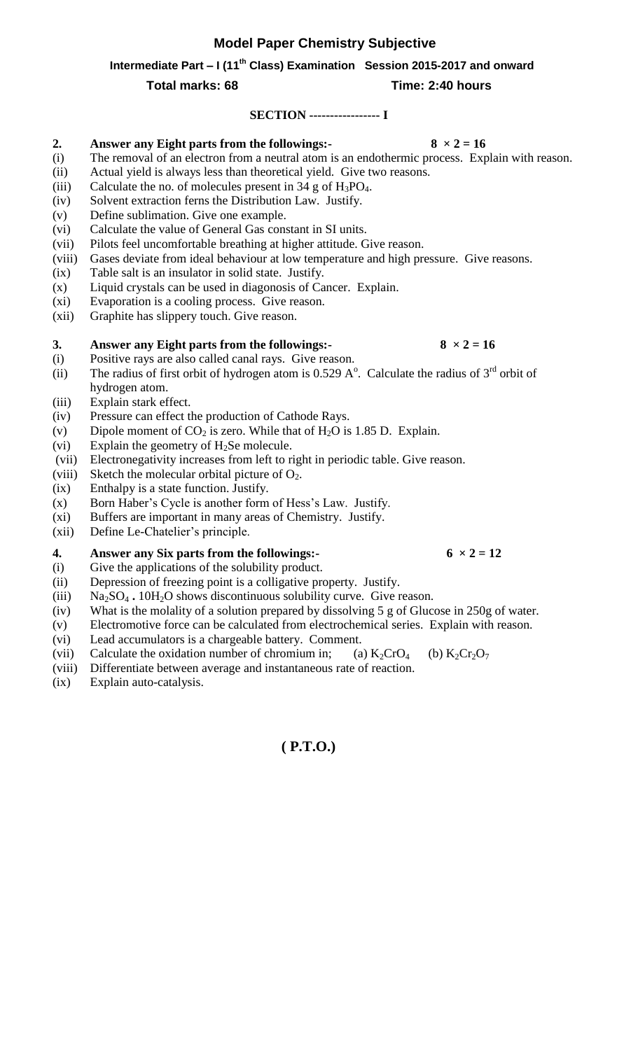# Model Paper Chemistry Subjective

**Intermediate Part – I (11th Class) Examination Session 2015-2017 and onward**

**Total marks: 68** **Time: 2:40 hours**

**SECTION ----------------- I**

**2. Answer any Eight parts from the followings:-** $8 \times 2 = 16$

(i) The removal of an electron from a neutral atom is an endothermic process. Explain with reason.
(ii) Actual yield is always less than theoretical yield. Give two reasons.
(iii) Calculate the no. of molecules present in 34 g of $H_3PO_4$.
(iv) Solvent extraction ferns the Distribution Law. Justify.
(v) Define sublimation. Give one example.
(vi) Calculate the value of General Gas constant in SI units.
(vii) Pilots feel uncomfortable breathing at higher attitude. Give reason.
(viii) Gases deviate from ideal behaviour at low temperature and high pressure. Give reasons.
(ix) Table salt is an insulator in solid state. Justify.
(x) Liquid crystals can be used in diagonosis of Cancer. Explain.
(xi) Evaporation is a cooling process. Give reason.
(xii) Graphite has slippery touch. Give reason.

**3. Answer any Eight parts from the followings:-** $8 \times 2 = 16$

(i) Positive rays are also called canal rays. Give reason.
(ii) The radius of first orbit of hydrogen atom is 0.529 A°. Calculate the radius of 3rd orbit of hydrogen atom.
(iii) Explain stark effect.
(iv) Pressure can effect the production of Cathode Rays.
(v) Dipole moment of $CO_2$ is zero. While that of $H_2O$ is 1.85 D. Explain.
(vi) Explain the geometry of $H_2Se$ molecule.
(vii) Electronegativity increases from left to right in periodic table. Give reason.
(viii) Sketch the molecular orbital picture of $O_2$.
(ix) Enthalpy is a state function. Justify.
(x) Born Haber's Cycle is another form of Hess's Law. Justify.
(xi) Buffers are important in many areas of Chemistry. Justify.
(xii) Define Le-Chatelier's principle.

**4. Answer any Six parts from the followings:-** $6 \times 2 = 12$

(i) Give the applications of the solubility product.
(ii) Depression of freezing point is a colligative property. Justify.
(iii) $Na_2SO_4 \cdot 10H_2O$ shows discontinuous solubility curve. Give reason.
(iv) What is the molality of a solution prepared by dissolving 5 g of Glucose in 250g of water.
(v) Electromotive force can be calculated from electrochemical series. Explain with reason.
(vi) Lead accumulators is a chargeable battery. Comment.
(vii) Calculate the oxidation number of chromium in; (a) $K_2CrO_4$ (b) $K_2Cr_2O_7$
(viii) Differentiate between average and instantaneous rate of reaction.
(ix) Explain auto-catalysis.

**( P.T.O.)**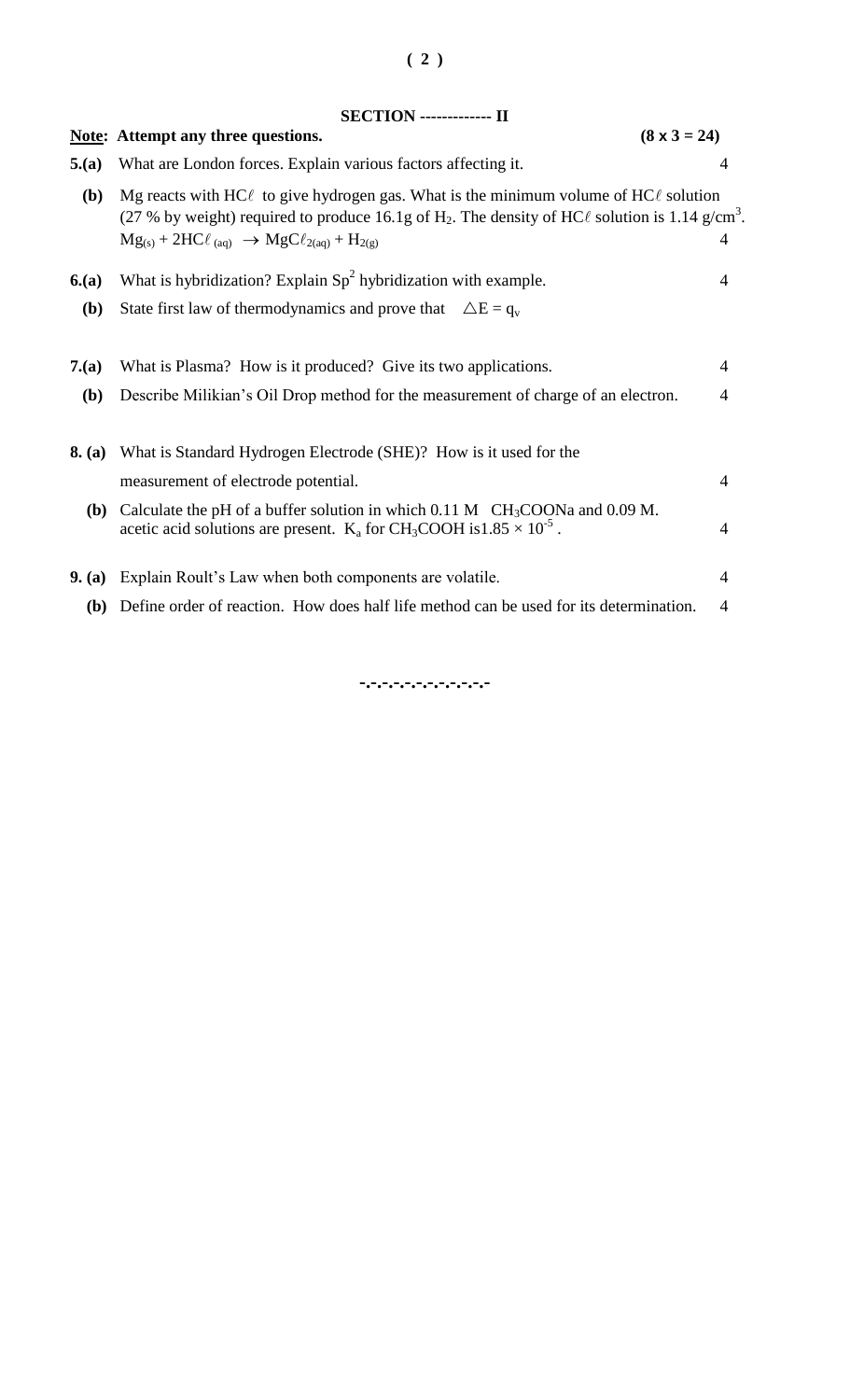## SECTION ------------- II

**Note: Attempt any three questions.** **(8 x 3 = 24)**

**5.(a)** What are London forces. Explain various factors affecting it. 4

**(b)** Mg reacts with $HC\ell$ to give hydrogen gas. What is the minimum volume of $HC\ell$ solution (27 % by weight) required to produce 16.1g of $H_2$. The density of $HC\ell$ solution is 1.14 g/cm$^3$.
$Mg_{(s)} + 2HC\ell_{(aq)} \rightarrow MgC\ell_{2(aq)} + H_{2(g)}$ 4

**6.(a)** What is hybridization? Explain $Sp^2$ hybridization with example. 4

**(b)** State first law of thermodynamics and prove that $\triangle E = q_v$

**7.(a)** What is Plasma? How is it produced? Give its two applications. 4

**(b)** Describe Milikian's Oil Drop method for the measurement of charge of an electron. 4

**8. (a)** What is Standard Hydrogen Electrode (SHE)? How is it used for the measurement of electrode potential. 4

**(b)** Calculate the pH of a buffer solution in which 0.11 M $CH_3COONa$ and 0.09 M. acetic acid solutions are present. $K_a$ for $CH_3COOH$ is$1.85 \times 10^{-5}$ . 4

**9. (a)** Explain Roult's Law when both components are volatile. 4

**(b)** Define order of reaction. How does half life method can be used for its determination. 4

-.-.-.-.-.-.-.-.-.-.-